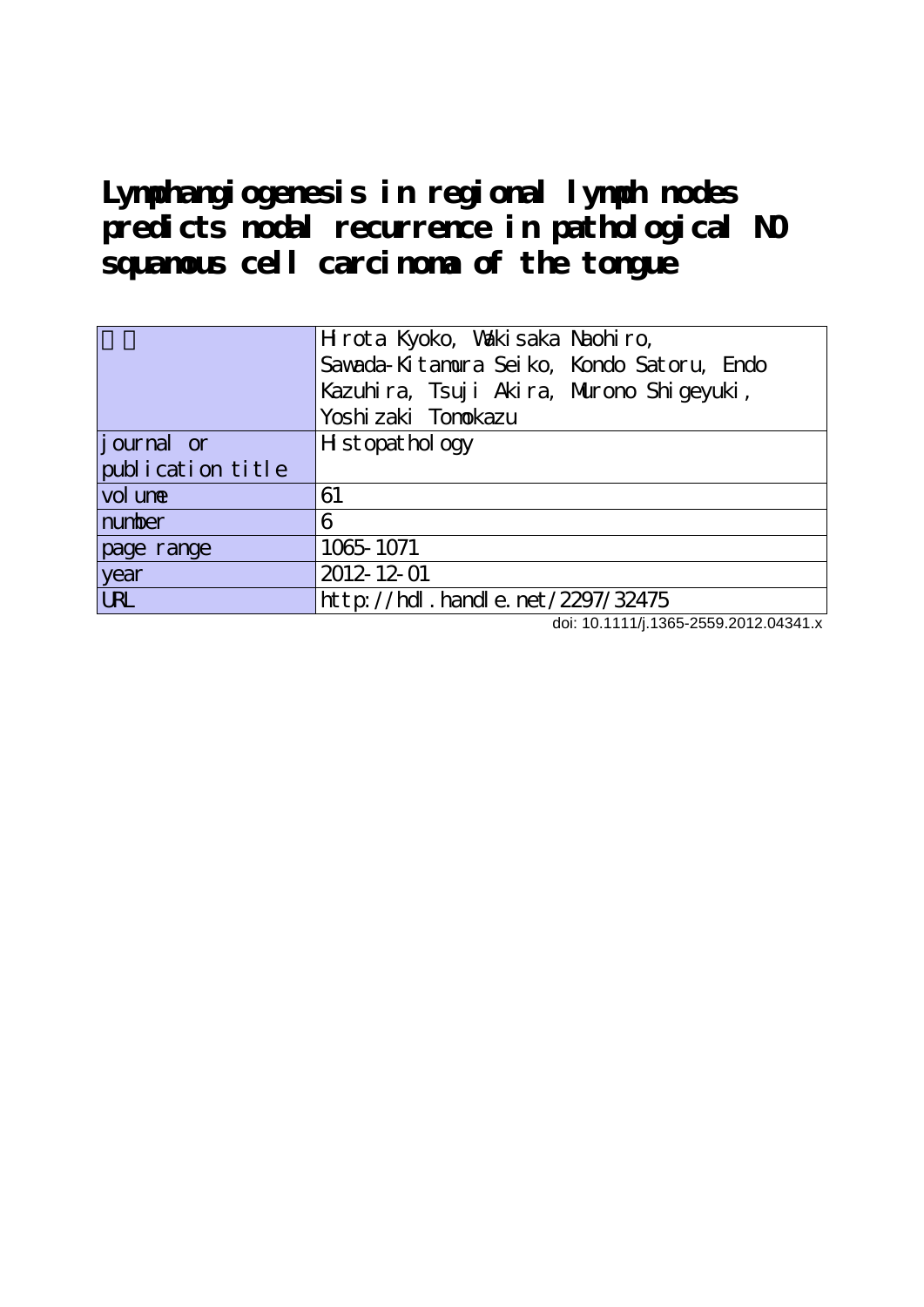# Lymphangiogenesis in regional lymph nodes predicts nodal recurrence in pathological N0 squamous cell carcinoma of the tongue

| 著者 | Hirota Kyoko, Wakisaka Naohiro, Sawada-Kitamura Seiko, Kondo Satoru, Endo Kazuhira, Tsuji Akira, Murono Shigeyuki, Yoshizaki Tomokazu |
|---|---|
| journal or publication title | Histopathology |
| volume | 61 |
| number | 6 |
| page range | 1065-1071 |
| year | 2012-12-01 |
| URL | http://hdl.handle.net/2297/32475 |

doi: 10.1111/j.1365-2559.2012.04341.x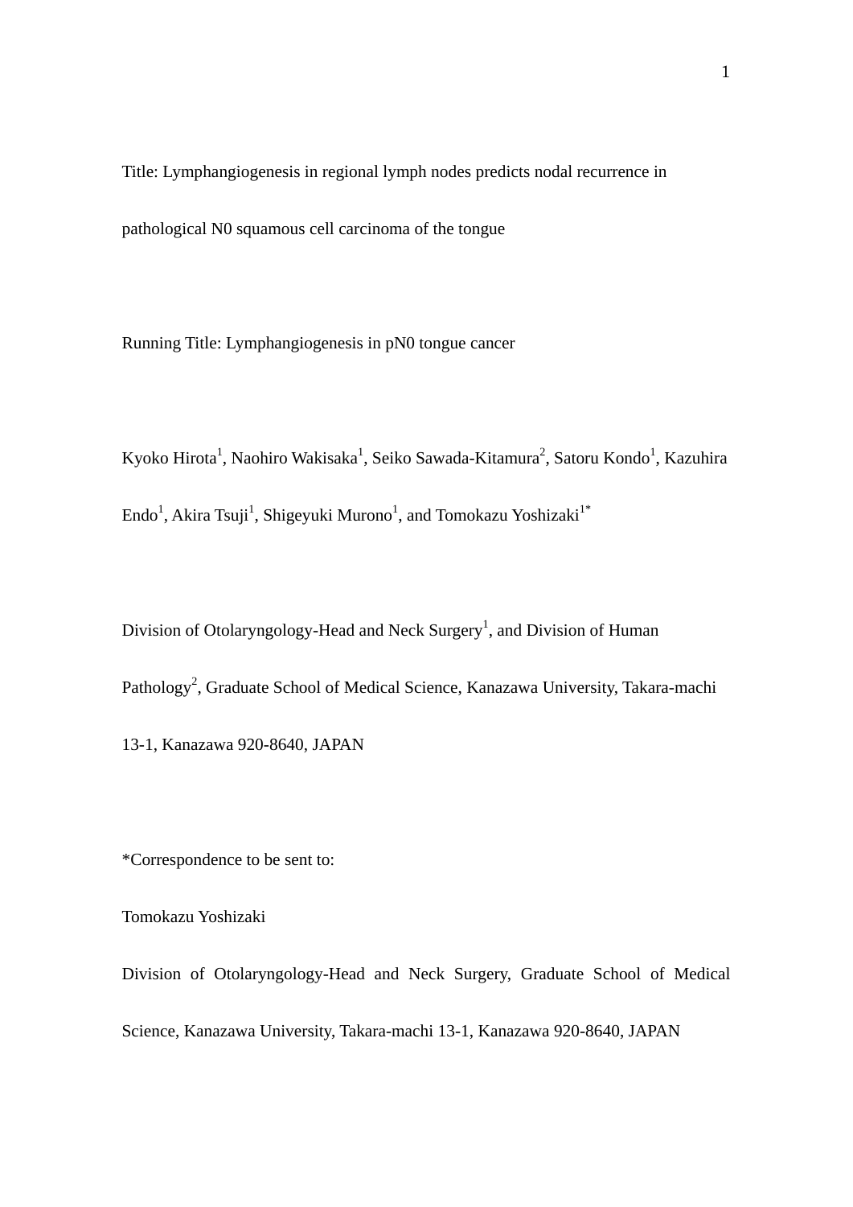Title: Lymphangiogenesis in regional lymph nodes predicts nodal recurrence in pathological N0 squamous cell carcinoma of the tongue

Running Title: Lymphangiogenesis in pN0 tongue cancer

Kyoko Hirota[1], Naohiro Wakisaka[1], Seiko Sawada-Kitamura[2], Satoru Kondo[1], Kazuhira Endo[1], Akira Tsuji[1], Shigeyuki Murono[1], and Tomokazu Yoshizaki[1*]

Division of Otolaryngology-Head and Neck Surgery[1], and Division of Human Pathology[2], Graduate School of Medical Science, Kanazawa University, Takara-machi 13-1, Kanazawa 920-8640, JAPAN

*Correspondence to be sent to:

Tomokazu Yoshizaki

Division of Otolaryngology-Head and Neck Surgery, Graduate School of Medical Science, Kanazawa University, Takara-machi 13-1, Kanazawa 920-8640, JAPAN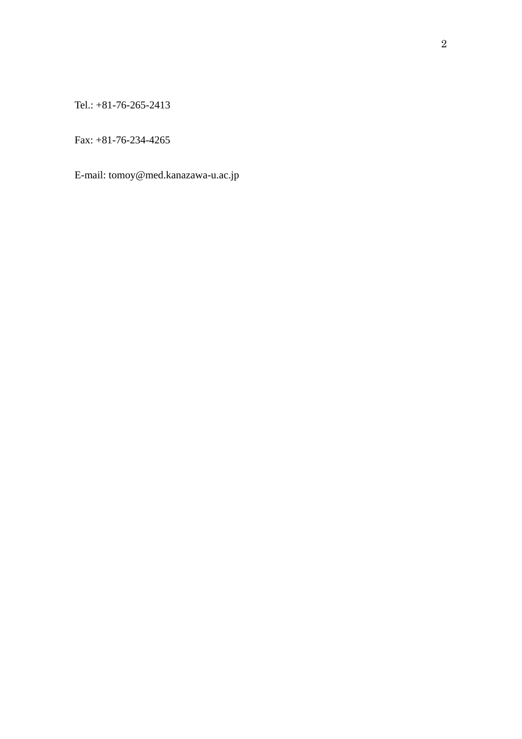Tel.: +81-76-265-2413

Fax: +81-76-234-4265

E-mail: tomoy@med.kanazawa-u.ac.jp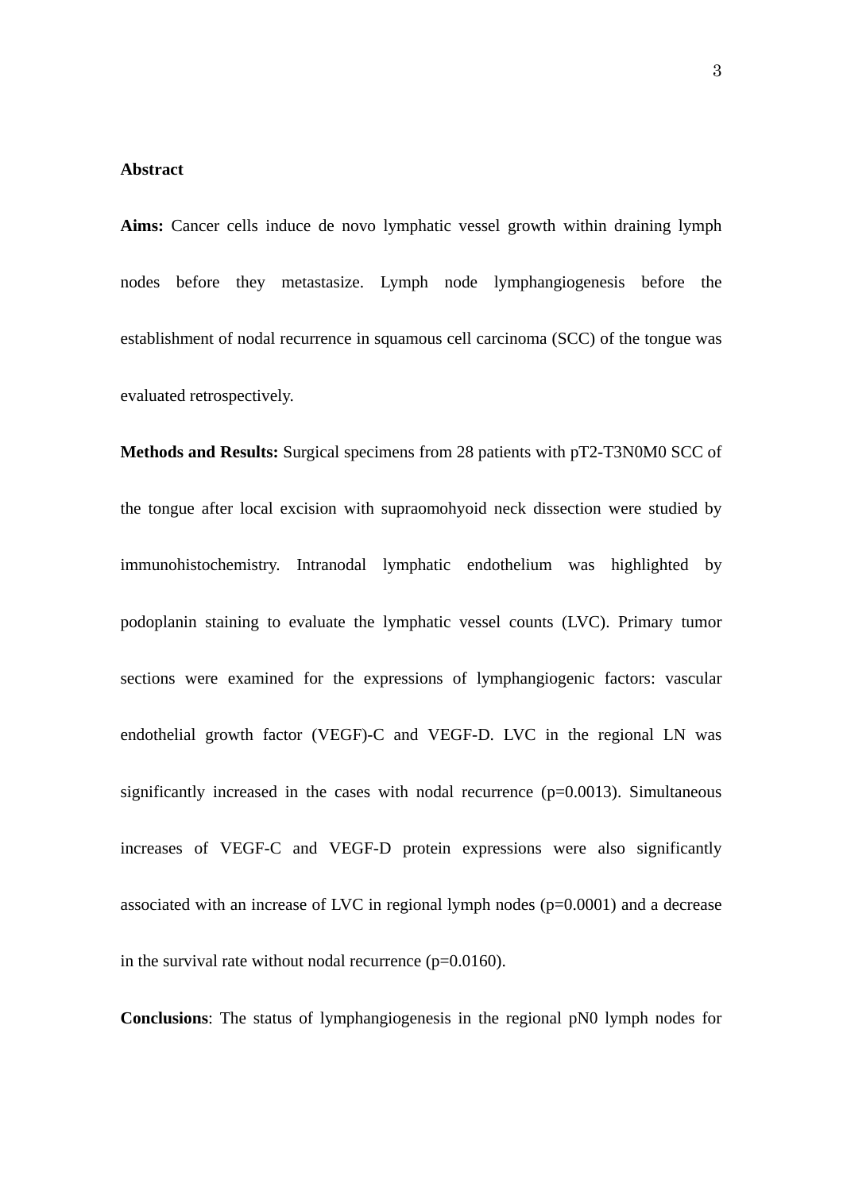## Abstract

**Aims:** Cancer cells induce de novo lymphatic vessel growth within draining lymph nodes before they metastasize. Lymph node lymphangiogenesis before the establishment of nodal recurrence in squamous cell carcinoma (SCC) of the tongue was evaluated retrospectively.

**Methods and Results:** Surgical specimens from 28 patients with pT2-T3N0M0 SCC of the tongue after local excision with supraomohyoid neck dissection were studied by immunohistochemistry. Intranodal lymphatic endothelium was highlighted by podoplanin staining to evaluate the lymphatic vessel counts (LVC). Primary tumor sections were examined for the expressions of lymphangiogenic factors: vascular endothelial growth factor (VEGF)-C and VEGF-D. LVC in the regional LN was significantly increased in the cases with nodal recurrence ($p=0.0013$). Simultaneous increases of VEGF-C and VEGF-D protein expressions were also significantly associated with an increase of LVC in regional lymph nodes ($p=0.0001$) and a decrease in the survival rate without nodal recurrence ($p=0.0160$).

**Conclusions**: The status of lymphangiogenesis in the regional pN0 lymph nodes for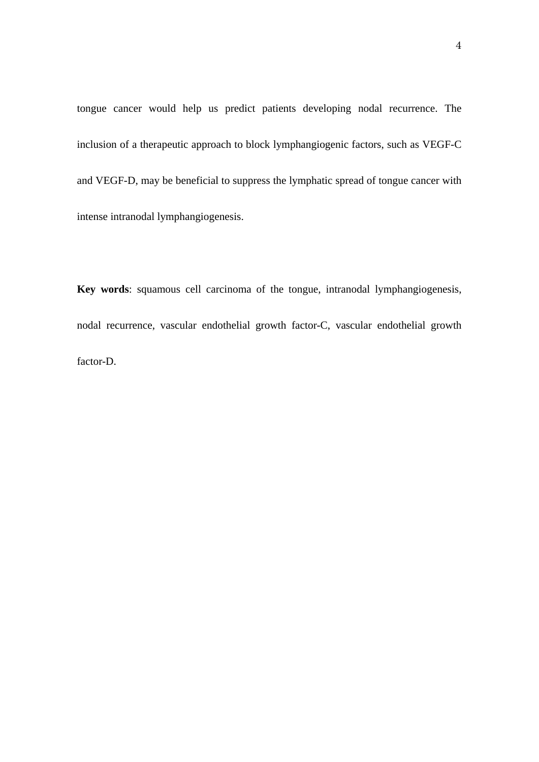tongue cancer would help us predict patients developing nodal recurrence. The inclusion of a therapeutic approach to block lymphangiogenic factors, such as VEGF-C and VEGF-D, may be beneficial to suppress the lymphatic spread of tongue cancer with intense intranodal lymphangiogenesis.

**Key words**: squamous cell carcinoma of the tongue, intranodal lymphangiogenesis, nodal recurrence, vascular endothelial growth factor-C, vascular endothelial growth factor-D.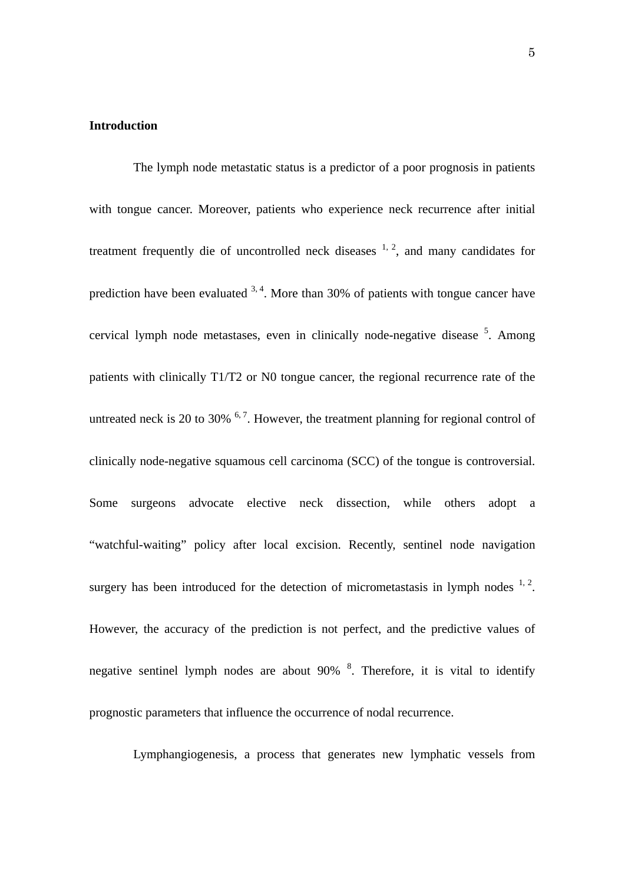**Introduction**

The lymph node metastatic status is a predictor of a poor prognosis in patients with tongue cancer. Moreover, patients who experience neck recurrence after initial treatment frequently die of uncontrolled neck diseases [1, 2], and many candidates for prediction have been evaluated [3, 4]. More than 30% of patients with tongue cancer have cervical lymph node metastases, even in clinically node-negative disease [5]. Among patients with clinically T1/T2 or N0 tongue cancer, the regional recurrence rate of the untreated neck is 20 to 30% [6, 7]. However, the treatment planning for regional control of clinically node-negative squamous cell carcinoma (SCC) of the tongue is controversial. Some surgeons advocate elective neck dissection, while others adopt a "watchful-waiting" policy after local excision. Recently, sentinel node navigation surgery has been introduced for the detection of micrometastasis in lymph nodes [1, 2]. However, the accuracy of the prediction is not perfect, and the predictive values of negative sentinel lymph nodes are about 90% [8]. Therefore, it is vital to identify prognostic parameters that influence the occurrence of nodal recurrence.

Lymphangiogenesis, a process that generates new lymphatic vessels from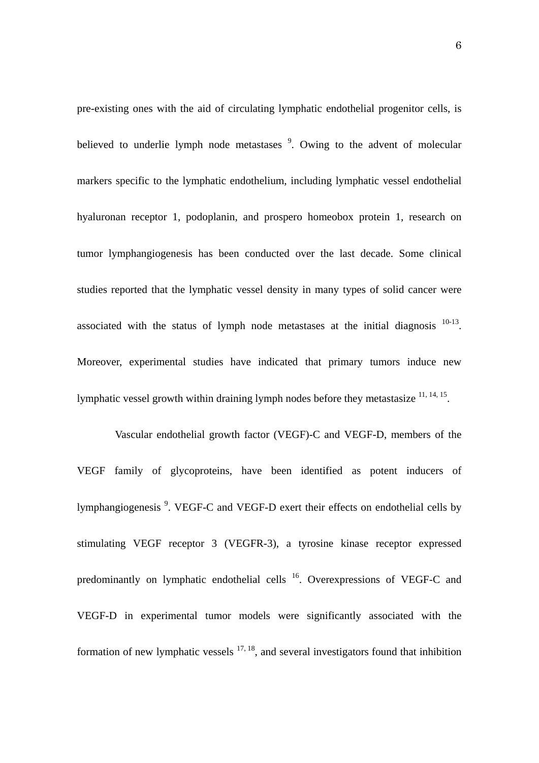pre-existing ones with the aid of circulating lymphatic endothelial progenitor cells, is believed to underlie lymph node metastases [9]. Owing to the advent of molecular markers specific to the lymphatic endothelium, including lymphatic vessel endothelial hyaluronan receptor 1, podoplanin, and prospero homeobox protein 1, research on tumor lymphangiogenesis has been conducted over the last decade. Some clinical studies reported that the lymphatic vessel density in many types of solid cancer were associated with the status of lymph node metastases at the initial diagnosis [10-13]. Moreover, experimental studies have indicated that primary tumors induce new lymphatic vessel growth within draining lymph nodes before they metastasize [11, 14, 15].

Vascular endothelial growth factor (VEGF)-C and VEGF-D, members of the VEGF family of glycoproteins, have been identified as potent inducers of lymphangiogenesis [9]. VEGF-C and VEGF-D exert their effects on endothelial cells by stimulating VEGF receptor 3 (VEGFR-3), a tyrosine kinase receptor expressed predominantly on lymphatic endothelial cells [16]. Overexpressions of VEGF-C and VEGF-D in experimental tumor models were significantly associated with the formation of new lymphatic vessels [17, 18], and several investigators found that inhibition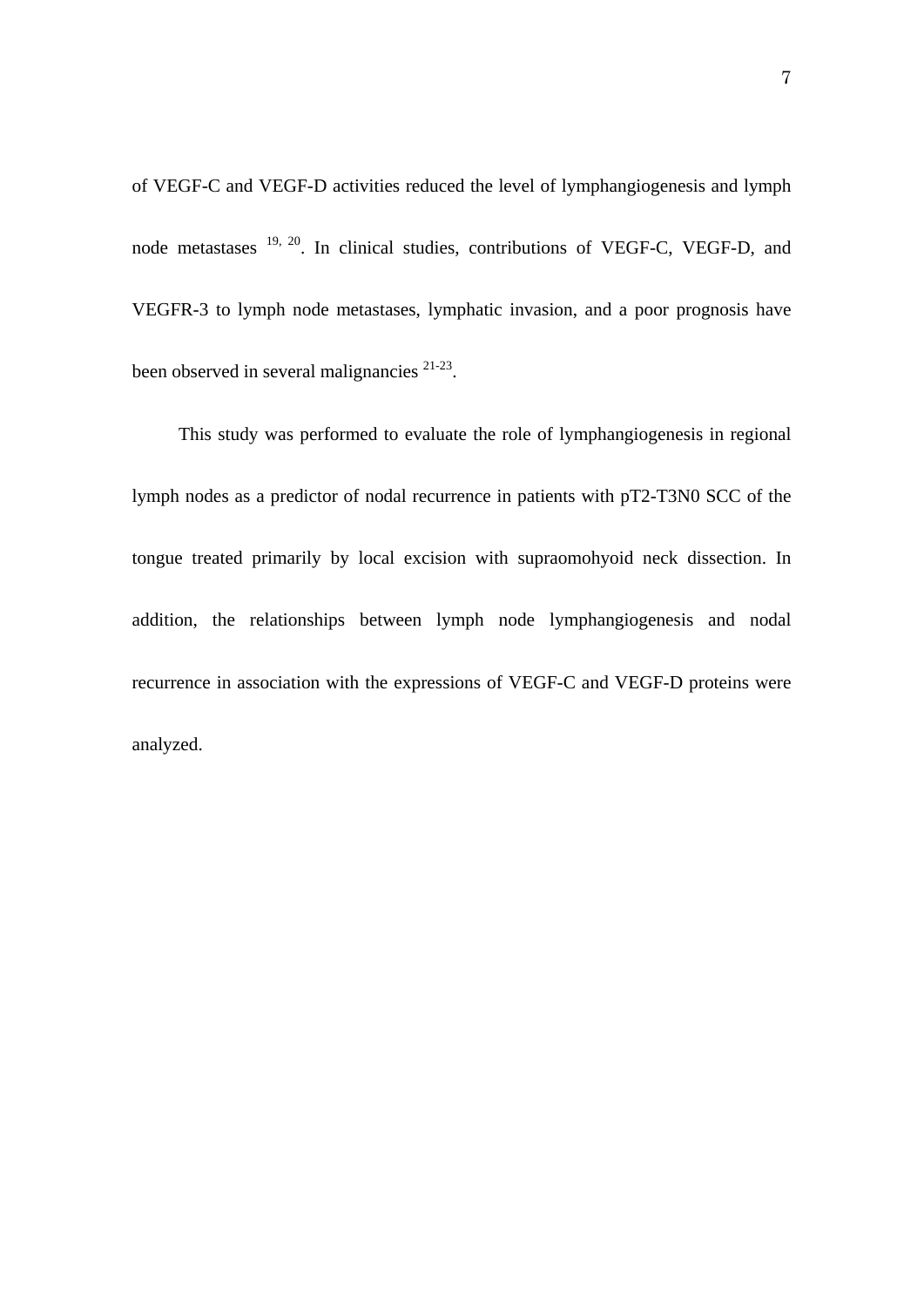of VEGF-C and VEGF-D activities reduced the level of lymphangiogenesis and lymph node metastases [19, 20]. In clinical studies, contributions of VEGF-C, VEGF-D, and VEGFR-3 to lymph node metastases, lymphatic invasion, and a poor prognosis have been observed in several malignancies [21-23].

This study was performed to evaluate the role of lymphangiogenesis in regional lymph nodes as a predictor of nodal recurrence in patients with pT2-T3N0 SCC of the tongue treated primarily by local excision with supraomohyoid neck dissection. In addition, the relationships between lymph node lymphangiogenesis and nodal recurrence in association with the expressions of VEGF-C and VEGF-D proteins were analyzed.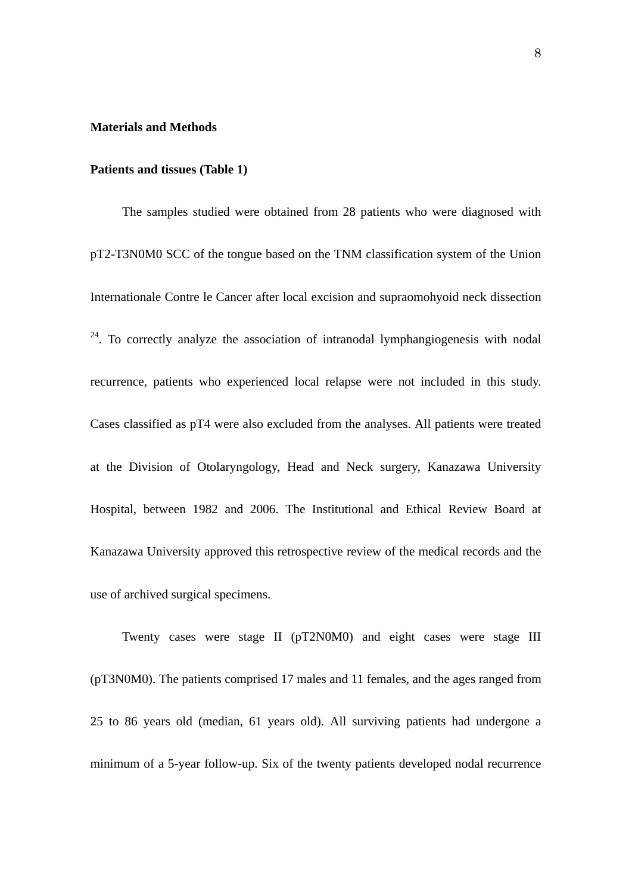**Materials and Methods**

**Patients and tissues (Table 1)**

The samples studied were obtained from 28 patients who were diagnosed with pT2-T3N0M0 SCC of the tongue based on the TNM classification system of the Union Internationale Contre le Cancer after local excision and supraomohyoid neck dissection [24]. To correctly analyze the association of intranodal lymphangiogenesis with nodal recurrence, patients who experienced local relapse were not included in this study. Cases classified as pT4 were also excluded from the analyses. All patients were treated at the Division of Otolaryngology, Head and Neck surgery, Kanazawa University Hospital, between 1982 and 2006. The Institutional and Ethical Review Board at Kanazawa University approved this retrospective review of the medical records and the use of archived surgical specimens.

Twenty cases were stage II (pT2N0M0) and eight cases were stage III (pT3N0M0). The patients comprised 17 males and 11 females, and the ages ranged from 25 to 86 years old (median, 61 years old). All surviving patients had undergone a minimum of a 5-year follow-up. Six of the twenty patients developed nodal recurrence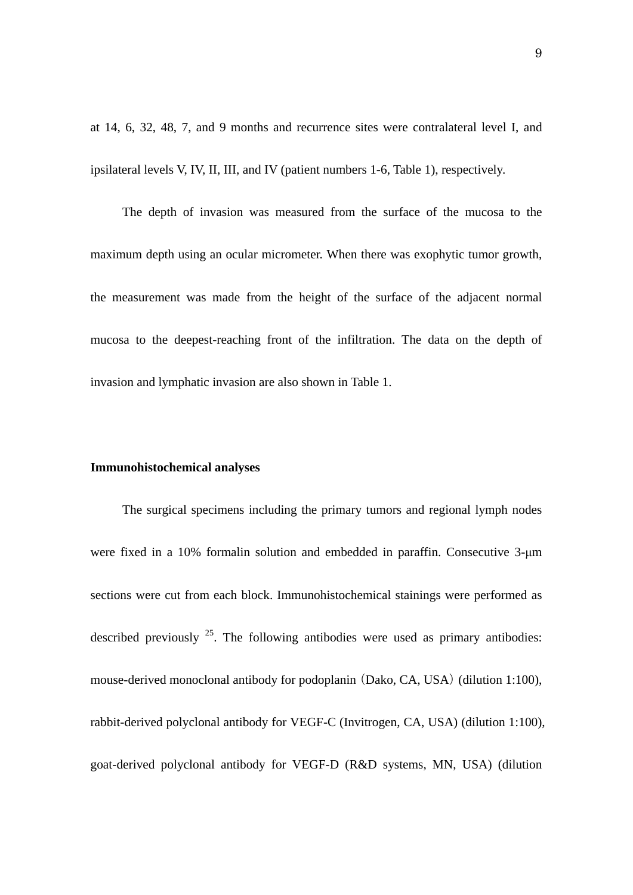at 14, 6, 32, 48, 7, and 9 months and recurrence sites were contralateral level I, and ipsilateral levels V, IV, II, III, and IV (patient numbers 1-6, Table 1), respectively.

The depth of invasion was measured from the surface of the mucosa to the maximum depth using an ocular micrometer. When there was exophytic tumor growth, the measurement was made from the height of the surface of the adjacent normal mucosa to the deepest-reaching front of the infiltration. The data on the depth of invasion and lymphatic invasion are also shown in Table 1.

**Immunohistochemical analyses**

The surgical specimens including the primary tumors and regional lymph nodes were fixed in a 10% formalin solution and embedded in paraffin. Consecutive 3-μm sections were cut from each block. Immunohistochemical stainings were performed as described previously [25]. The following antibodies were used as primary antibodies: mouse-derived monoclonal antibody for podoplanin (Dako, CA, USA) (dilution 1:100), rabbit-derived polyclonal antibody for VEGF-C (Invitrogen, CA, USA) (dilution 1:100), goat-derived polyclonal antibody for VEGF-D (R&D systems, MN, USA) (dilution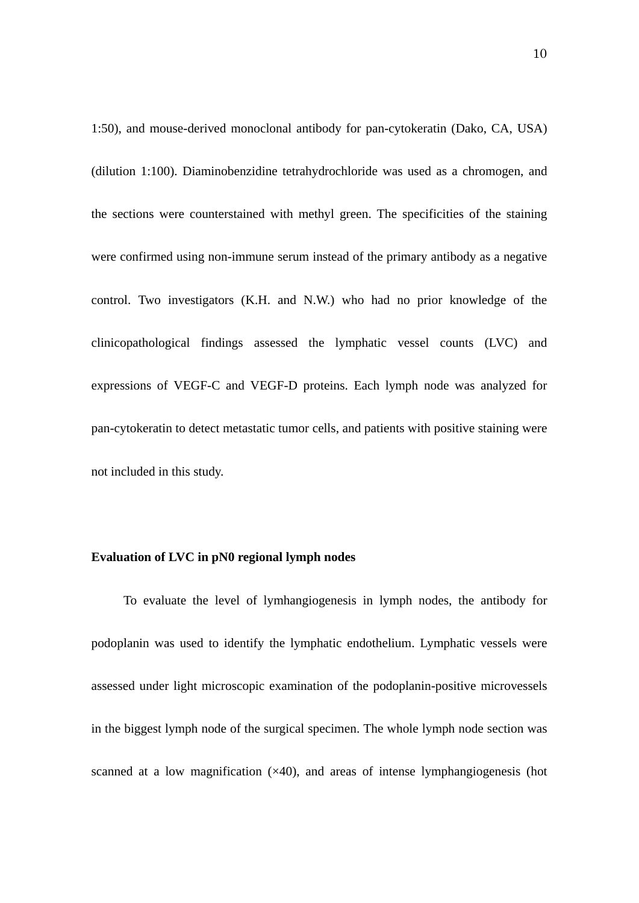1:50), and mouse-derived monoclonal antibody for pan-cytokeratin (Dako, CA, USA) (dilution 1:100). Diaminobenzidine tetrahydrochloride was used as a chromogen, and the sections were counterstained with methyl green. The specificities of the staining were confirmed using non-immune serum instead of the primary antibody as a negative control. Two investigators (K.H. and N.W.) who had no prior knowledge of the clinicopathological findings assessed the lymphatic vessel counts (LVC) and expressions of VEGF-C and VEGF-D proteins. Each lymph node was analyzed for pan-cytokeratin to detect metastatic tumor cells, and patients with positive staining were not included in this study.

**Evaluation of LVC in pN0 regional lymph nodes**

To evaluate the level of lymhangiogenesis in lymph nodes, the antibody for podoplanin was used to identify the lymphatic endothelium. Lymphatic vessels were assessed under light microscopic examination of the podoplanin-positive microvessels in the biggest lymph node of the surgical specimen. The whole lymph node section was scanned at a low magnification (×40), and areas of intense lymphangiogenesis (hot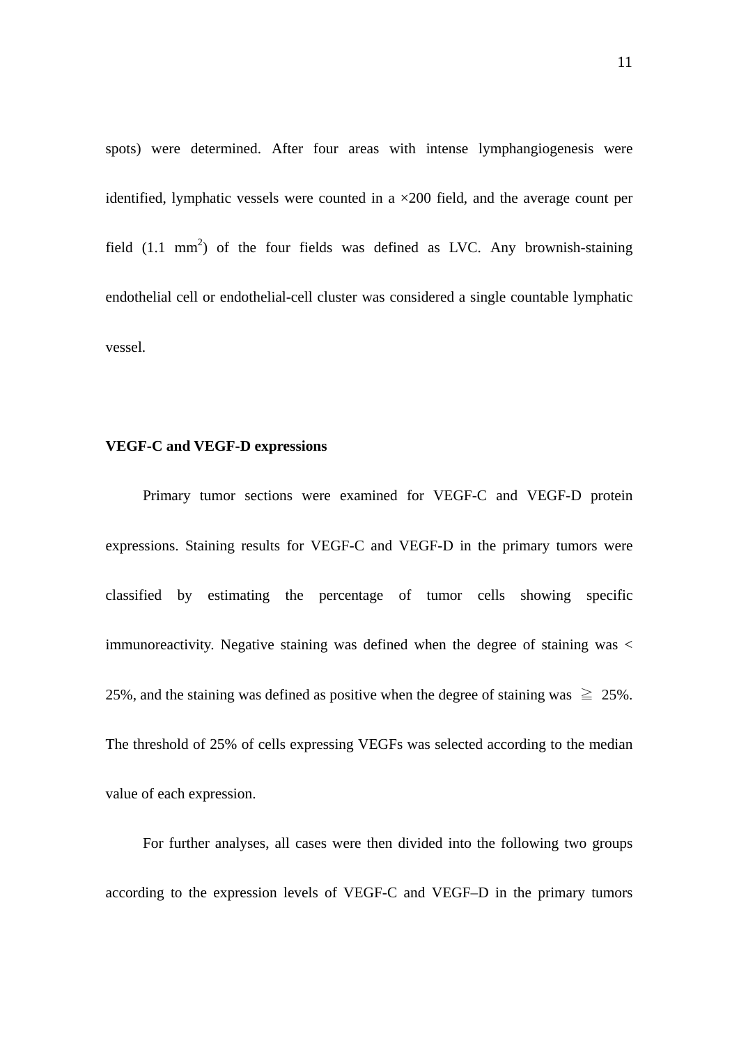spots) were determined. After four areas with intense lymphangiogenesis were identified, lymphatic vessels were counted in a ×200 field, and the average count per field (1.1 $mm^2$) of the four fields was defined as LVC. Any brownish-staining endothelial cell or endothelial-cell cluster was considered a single countable lymphatic vessel.

### VEGF-C and VEGF-D expressions

Primary tumor sections were examined for VEGF-C and VEGF-D protein expressions. Staining results for VEGF-C and VEGF-D in the primary tumors were classified by estimating the percentage of tumor cells showing specific immunoreactivity. Negative staining was defined when the degree of staining was < 25%, and the staining was defined as positive when the degree of staining was ≧ 25%. The threshold of 25% of cells expressing VEGFs was selected according to the median value of each expression.

For further analyses, all cases were then divided into the following two groups according to the expression levels of VEGF-C and VEGF–D in the primary tumors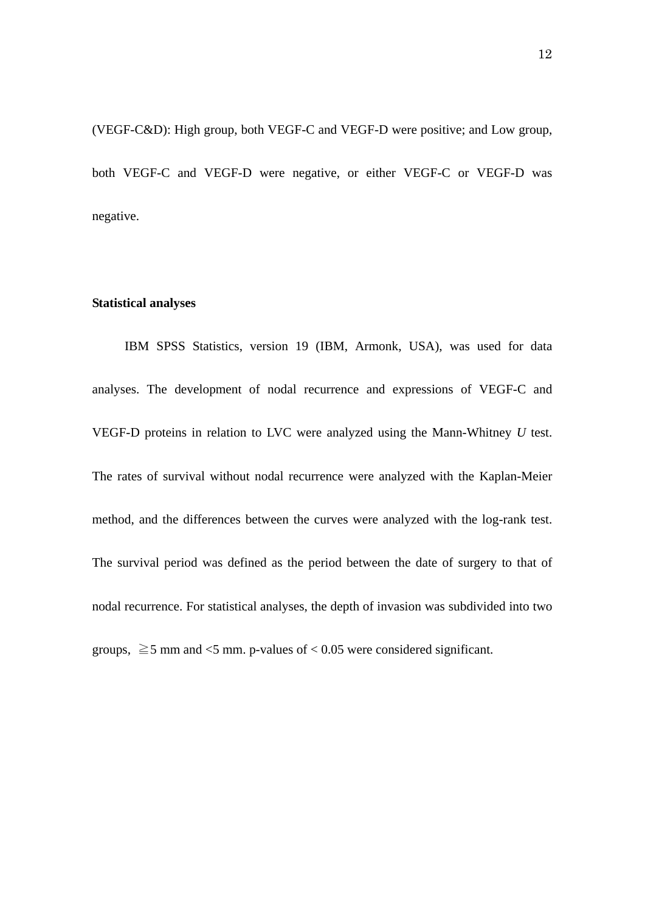(VEGF-C&D): High group, both VEGF-C and VEGF-D were positive; and Low group, both VEGF-C and VEGF-D were negative, or either VEGF-C or VEGF-D was negative.

**Statistical analyses**

IBM SPSS Statistics, version 19 (IBM, Armonk, USA), was used for data analyses. The development of nodal recurrence and expressions of VEGF-C and VEGF-D proteins in relation to LVC were analyzed using the Mann-Whitney *U* test. The rates of survival without nodal recurrence were analyzed with the Kaplan-Meier method, and the differences between the curves were analyzed with the log-rank test. The survival period was defined as the period between the date of surgery to that of nodal recurrence. For statistical analyses, the depth of invasion was subdivided into two groups, ≧5 mm and <5 mm. p-values of < 0.05 were considered significant.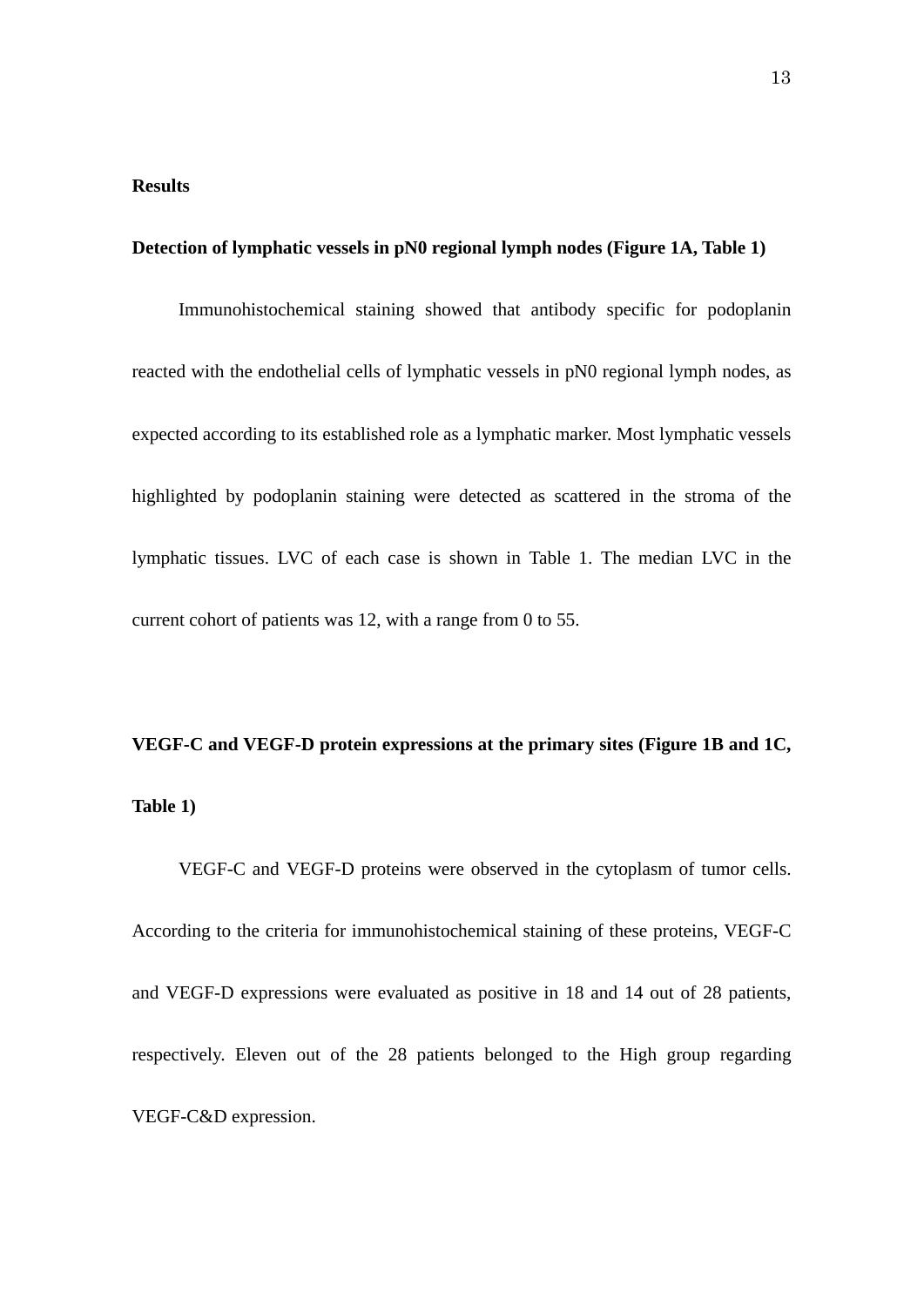## Results

### Detection of lymphatic vessels in pN0 regional lymph nodes (Figure 1A, Table 1)

Immunohistochemical staining showed that antibody specific for podoplanin reacted with the endothelial cells of lymphatic vessels in pN0 regional lymph nodes, as expected according to its established role as a lymphatic marker. Most lymphatic vessels highlighted by podoplanin staining were detected as scattered in the stroma of the lymphatic tissues. LVC of each case is shown in Table 1. The median LVC in the current cohort of patients was 12, with a range from 0 to 55.

### VEGF-C and VEGF-D protein expressions at the primary sites (Figure 1B and 1C, Table 1)

VEGF-C and VEGF-D proteins were observed in the cytoplasm of tumor cells. According to the criteria for immunohistochemical staining of these proteins, VEGF-C and VEGF-D expressions were evaluated as positive in 18 and 14 out of 28 patients, respectively. Eleven out of the 28 patients belonged to the High group regarding VEGF-C&D expression.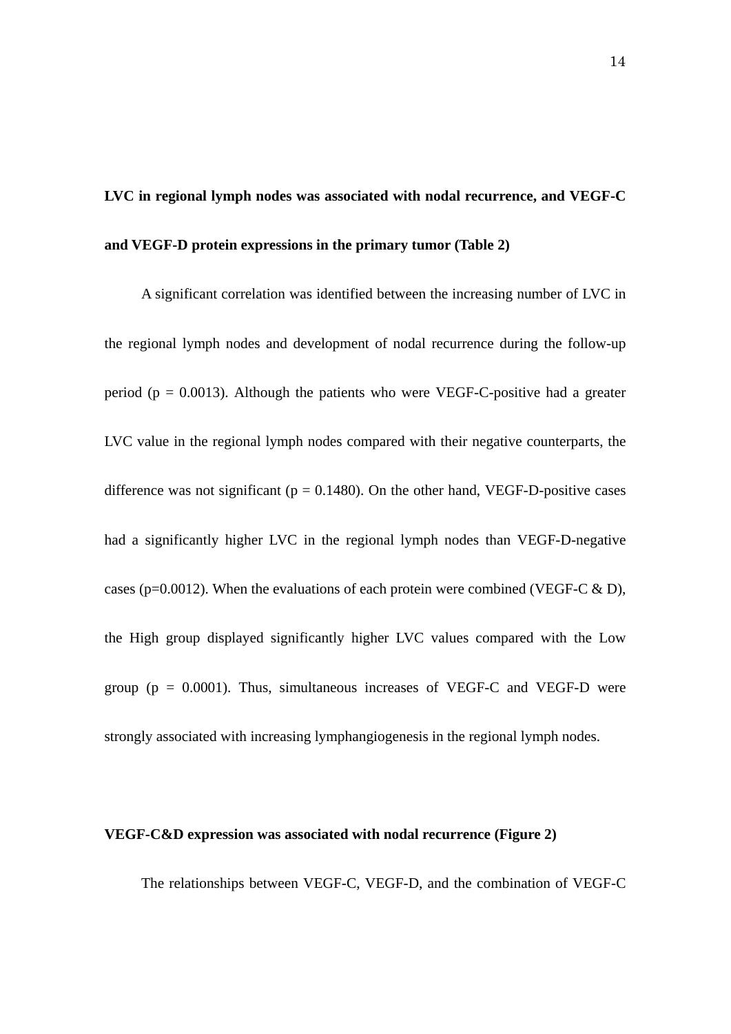**LVC in regional lymph nodes was associated with nodal recurrence, and VEGF-C and VEGF-D protein expressions in the primary tumor (Table 2)**

A significant correlation was identified between the increasing number of LVC in the regional lymph nodes and development of nodal recurrence during the follow-up period ($p = 0.0013$). Although the patients who were VEGF-C-positive had a greater LVC value in the regional lymph nodes compared with their negative counterparts, the difference was not significant ($p = 0.1480$). On the other hand, VEGF-D-positive cases had a significantly higher LVC in the regional lymph nodes than VEGF-D-negative cases ($p=0.0012$). When the evaluations of each protein were combined (VEGF-C & D), the High group displayed significantly higher LVC values compared with the Low group ($p = 0.0001$). Thus, simultaneous increases of VEGF-C and VEGF-D were strongly associated with increasing lymphangiogenesis in the regional lymph nodes.

**VEGF-C&D expression was associated with nodal recurrence (Figure 2)**

The relationships between VEGF-C, VEGF-D, and the combination of VEGF-C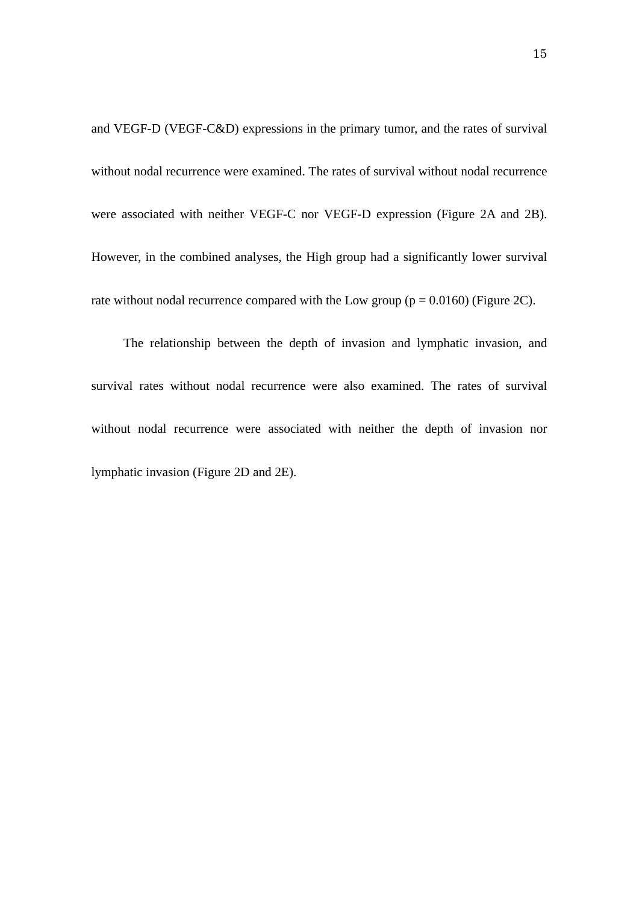and VEGF-D (VEGF-C&D) expressions in the primary tumor, and the rates of survival without nodal recurrence were examined. The rates of survival without nodal recurrence were associated with neither VEGF-C nor VEGF-D expression (Figure 2A and 2B). However, in the combined analyses, the High group had a significantly lower survival rate without nodal recurrence compared with the Low group ($p = 0.0160$) (Figure 2C).

The relationship between the depth of invasion and lymphatic invasion, and survival rates without nodal recurrence were also examined. The rates of survival without nodal recurrence were associated with neither the depth of invasion nor lymphatic invasion (Figure 2D and 2E).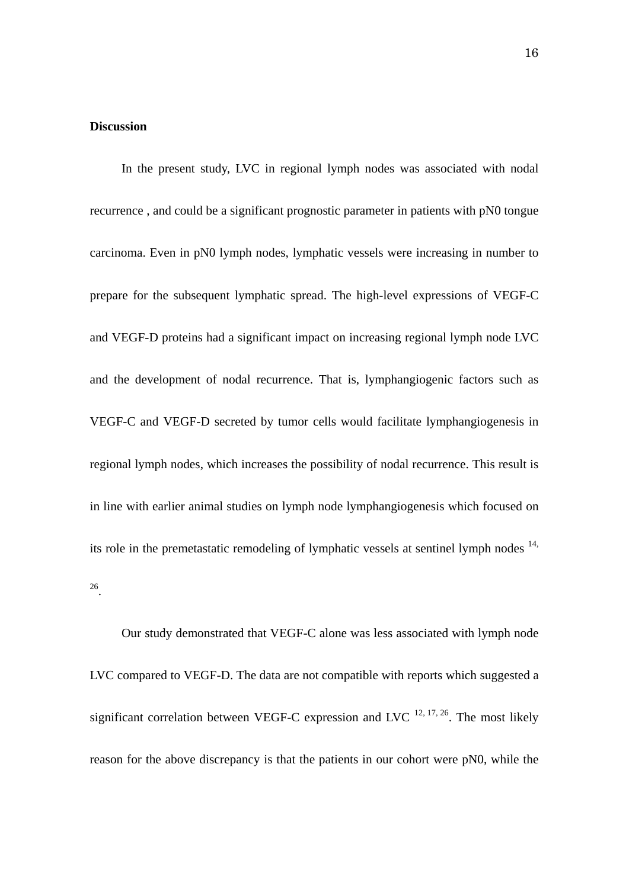**Discussion**

In the present study, LVC in regional lymph nodes was associated with nodal recurrence , and could be a significant prognostic parameter in patients with pN0 tongue carcinoma. Even in pN0 lymph nodes, lymphatic vessels were increasing in number to prepare for the subsequent lymphatic spread. The high-level expressions of VEGF-C and VEGF-D proteins had a significant impact on increasing regional lymph node LVC and the development of nodal recurrence. That is, lymphangiogenic factors such as VEGF-C and VEGF-D secreted by tumor cells would facilitate lymphangiogenesis in regional lymph nodes, which increases the possibility of nodal recurrence. This result is in line with earlier animal studies on lymph node lymphangiogenesis which focused on its role in the premetastatic remodeling of lymphatic vessels at sentinel lymph nodes [14, 26].

Our study demonstrated that VEGF-C alone was less associated with lymph node LVC compared to VEGF-D. The data are not compatible with reports which suggested a significant correlation between VEGF-C expression and LVC [12, 17, 26]. The most likely reason for the above discrepancy is that the patients in our cohort were pN0, while the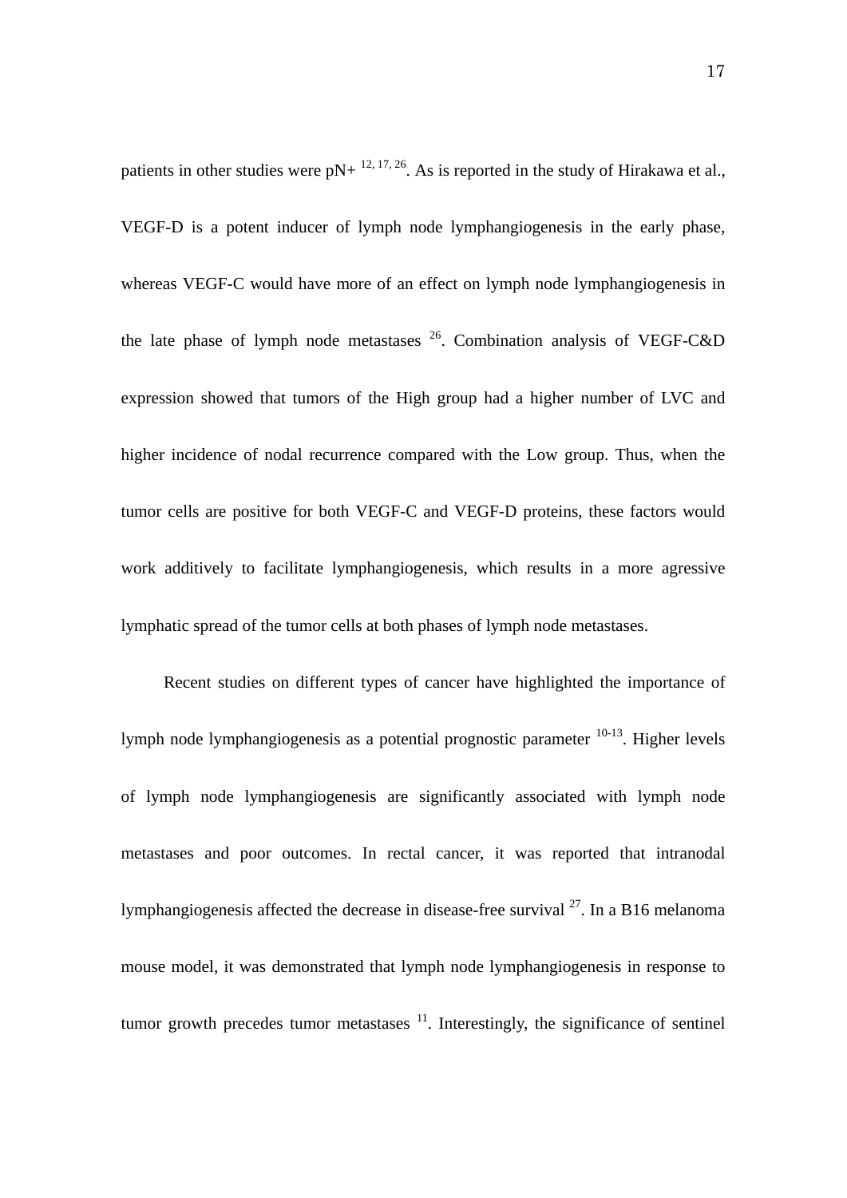patients in other studies were pN+ [12, 17, 26]. As is reported in the study of Hirakawa et al., VEGF-D is a potent inducer of lymph node lymphangiogenesis in the early phase, whereas VEGF-C would have more of an effect on lymph node lymphangiogenesis in the late phase of lymph node metastases [26]. Combination analysis of VEGF-C&D expression showed that tumors of the High group had a higher number of LVC and higher incidence of nodal recurrence compared with the Low group. Thus, when the tumor cells are positive for both VEGF-C and VEGF-D proteins, these factors would work additively to facilitate lymphangiogenesis, which results in a more agressive lymphatic spread of the tumor cells at both phases of lymph node metastases.

Recent studies on different types of cancer have highlighted the importance of lymph node lymphangiogenesis as a potential prognostic parameter [10-13]. Higher levels of lymph node lymphangiogenesis are significantly associated with lymph node metastases and poor outcomes. In rectal cancer, it was reported that intranodal lymphangiogenesis affected the decrease in disease-free survival [27]. In a B16 melanoma mouse model, it was demonstrated that lymph node lymphangiogenesis in response to tumor growth precedes tumor metastases [11]. Interestingly, the significance of sentinel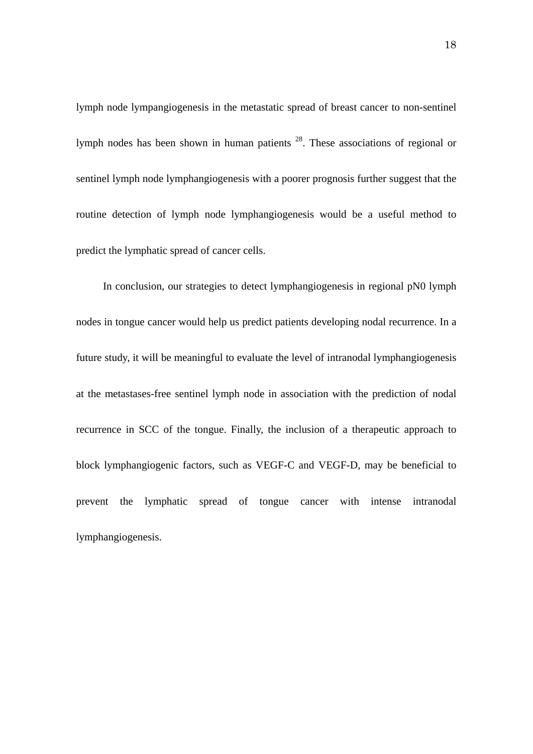lymph node lympangiogenesis in the metastatic spread of breast cancer to non-sentinel lymph nodes has been shown in human patients [28]. These associations of regional or sentinel lymph node lymphangiogenesis with a poorer prognosis further suggest that the routine detection of lymph node lymphangiogenesis would be a useful method to predict the lymphatic spread of cancer cells.

In conclusion, our strategies to detect lymphangiogenesis in regional pN0 lymph nodes in tongue cancer would help us predict patients developing nodal recurrence. In a future study, it will be meaningful to evaluate the level of intranodal lymphangiogenesis at the metastases-free sentinel lymph node in association with the prediction of nodal recurrence in SCC of the tongue. Finally, the inclusion of a therapeutic approach to block lymphangiogenic factors, such as VEGF-C and VEGF-D, may be beneficial to prevent the lymphatic spread of tongue cancer with intense intranodal lymphangiogenesis.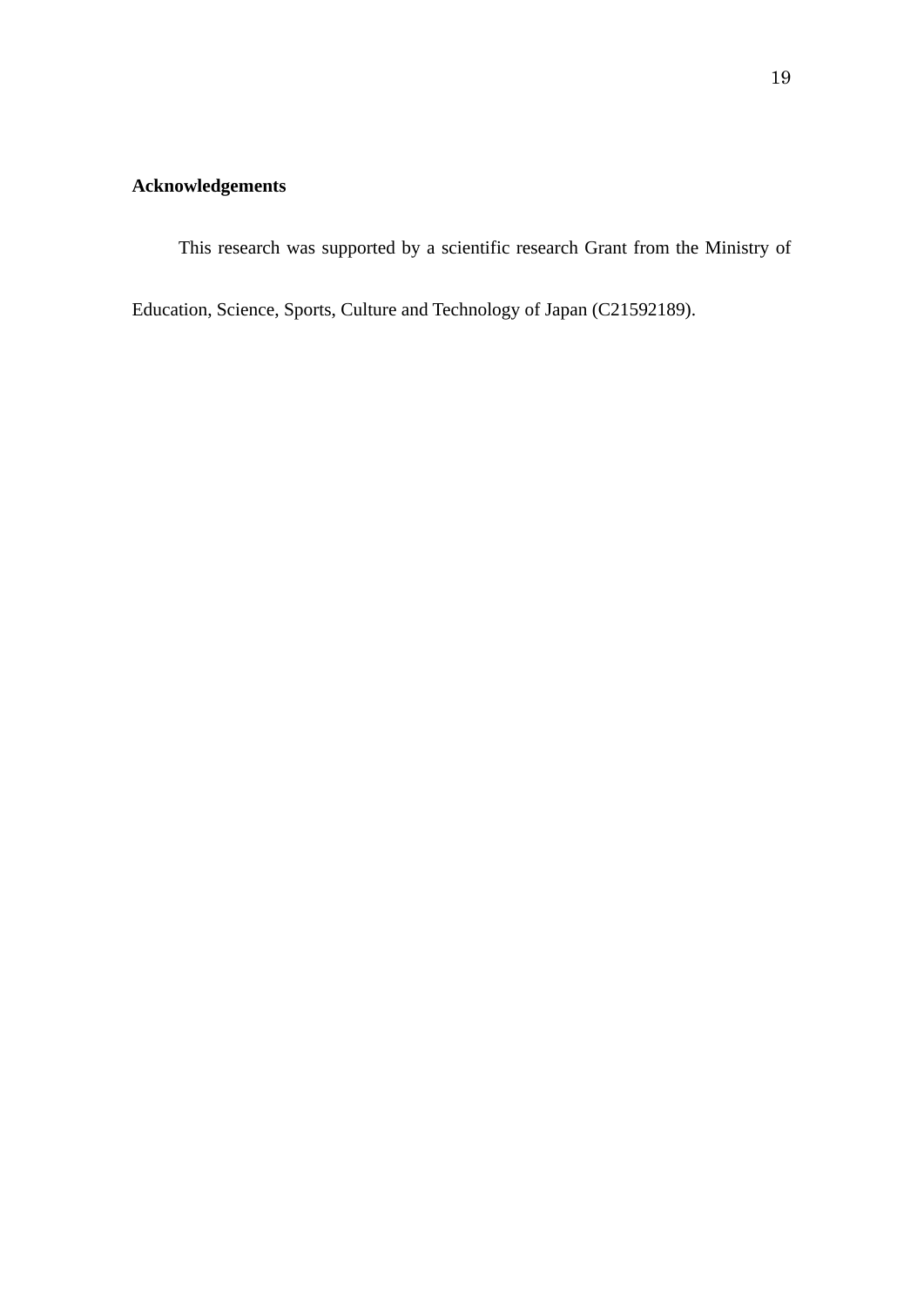**Acknowledgements**

This research was supported by a scientific research Grant from the Ministry of Education, Science, Sports, Culture and Technology of Japan (C21592189).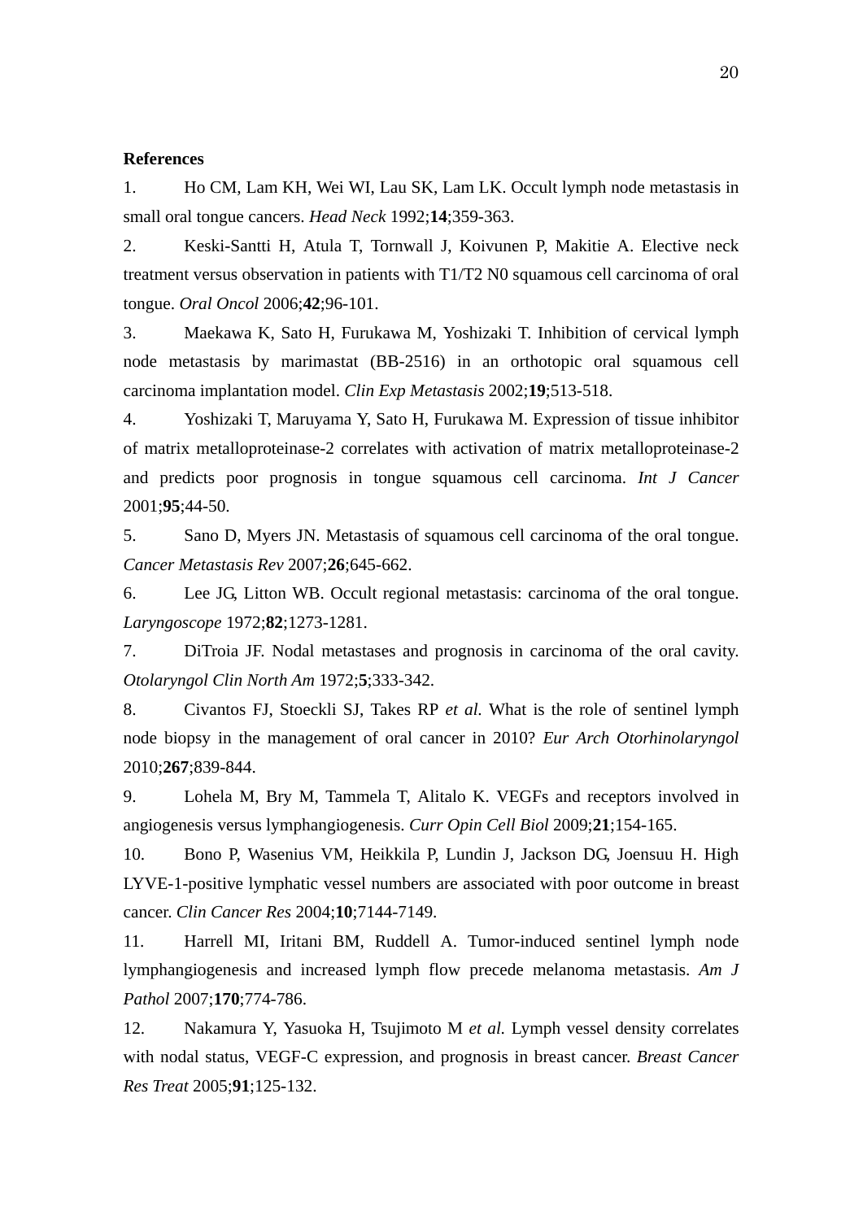**References**

1. Ho CM, Lam KH, Wei WI, Lau SK, Lam LK. Occult lymph node metastasis in small oral tongue cancers. *Head Neck* 1992;**14**;359-363.

2. Keski-Santti H, Atula T, Tornwall J, Koivunen P, Makitie A. Elective neck treatment versus observation in patients with T1/T2 N0 squamous cell carcinoma of oral tongue. *Oral Oncol* 2006;**42**;96-101.

3. Maekawa K, Sato H, Furukawa M, Yoshizaki T. Inhibition of cervical lymph node metastasis by marimastat (BB-2516) in an orthotopic oral squamous cell carcinoma implantation model. *Clin Exp Metastasis* 2002;**19**;513-518.

4. Yoshizaki T, Maruyama Y, Sato H, Furukawa M. Expression of tissue inhibitor of matrix metalloproteinase-2 correlates with activation of matrix metalloproteinase-2 and predicts poor prognosis in tongue squamous cell carcinoma. *Int J Cancer* 2001;**95**;44-50.

5. Sano D, Myers JN. Metastasis of squamous cell carcinoma of the oral tongue. *Cancer Metastasis Rev* 2007;**26**;645-662.

6. Lee JG, Litton WB. Occult regional metastasis: carcinoma of the oral tongue. *Laryngoscope* 1972;**82**;1273-1281.

7. DiTroia JF. Nodal metastases and prognosis in carcinoma of the oral cavity. *Otolaryngol Clin North Am* 1972;**5**;333-342.

8. Civantos FJ, Stoeckli SJ, Takes RP *et al.* What is the role of sentinel lymph node biopsy in the management of oral cancer in 2010? *Eur Arch Otorhinolaryngol* 2010;**267**;839-844.

9. Lohela M, Bry M, Tammela T, Alitalo K. VEGFs and receptors involved in angiogenesis versus lymphangiogenesis. *Curr Opin Cell Biol* 2009;**21**;154-165.

10. Bono P, Wasenius VM, Heikkila P, Lundin J, Jackson DG, Joensuu H. High LYVE-1-positive lymphatic vessel numbers are associated with poor outcome in breast cancer. *Clin Cancer Res* 2004;**10**;7144-7149.

11. Harrell MI, Iritani BM, Ruddell A. Tumor-induced sentinel lymph node lymphangiogenesis and increased lymph flow precede melanoma metastasis. *Am J Pathol* 2007;**170**;774-786.

12. Nakamura Y, Yasuoka H, Tsujimoto M *et al.* Lymph vessel density correlates with nodal status, VEGF-C expression, and prognosis in breast cancer. *Breast Cancer Res Treat* 2005;**91**;125-132.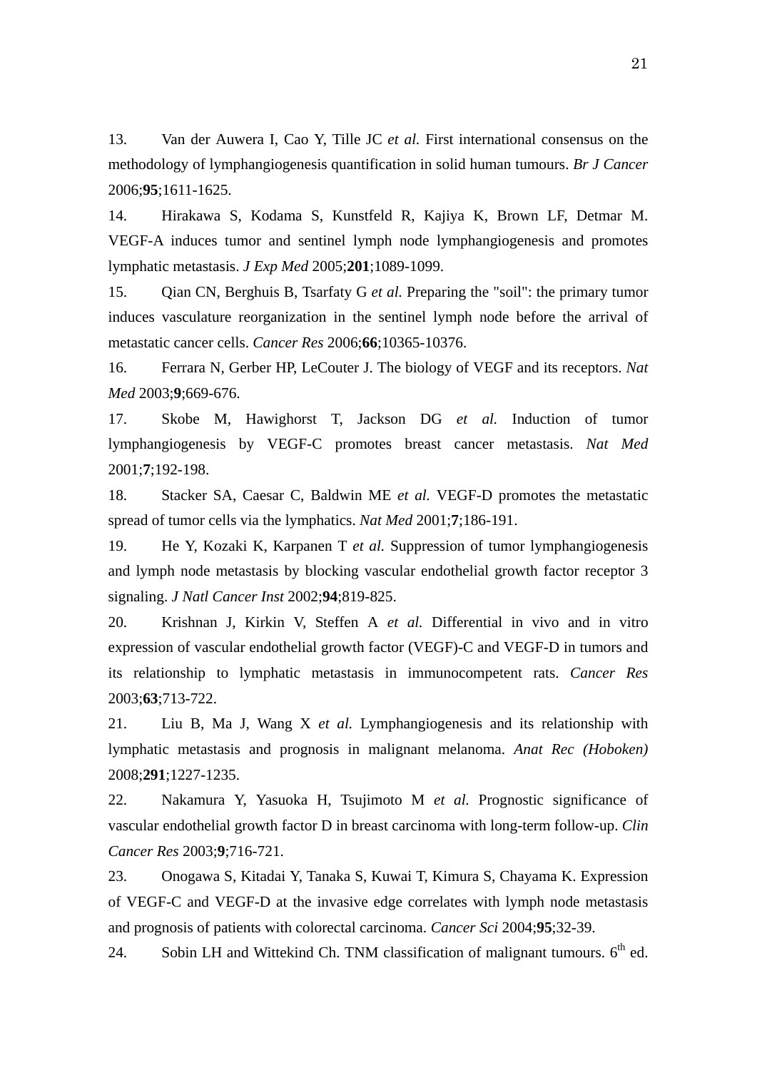13. Van der Auwera I, Cao Y, Tille JC *et al.* First international consensus on the methodology of lymphangiogenesis quantification in solid human tumours. *Br J Cancer* 2006;**95**;1611-1625.

14. Hirakawa S, Kodama S, Kunstfeld R, Kajiya K, Brown LF, Detmar M. VEGF-A induces tumor and sentinel lymph node lymphangiogenesis and promotes lymphatic metastasis. *J Exp Med* 2005;**201**;1089-1099.

15. Qian CN, Berghuis B, Tsarfaty G *et al.* Preparing the "soil": the primary tumor induces vasculature reorganization in the sentinel lymph node before the arrival of metastatic cancer cells. *Cancer Res* 2006;**66**;10365-10376.

16. Ferrara N, Gerber HP, LeCouter J. The biology of VEGF and its receptors. *Nat Med* 2003;**9**;669-676.

17. Skobe M, Hawighorst T, Jackson DG *et al.* Induction of tumor lymphangiogenesis by VEGF-C promotes breast cancer metastasis. *Nat Med* 2001;**7**;192-198.

18. Stacker SA, Caesar C, Baldwin ME *et al.* VEGF-D promotes the metastatic spread of tumor cells via the lymphatics. *Nat Med* 2001;**7**;186-191.

19. He Y, Kozaki K, Karpanen T *et al.* Suppression of tumor lymphangiogenesis and lymph node metastasis by blocking vascular endothelial growth factor receptor 3 signaling. *J Natl Cancer Inst* 2002;**94**;819-825.

20. Krishnan J, Kirkin V, Steffen A *et al.* Differential in vivo and in vitro expression of vascular endothelial growth factor (VEGF)-C and VEGF-D in tumors and its relationship to lymphatic metastasis in immunocompetent rats. *Cancer Res* 2003;**63**;713-722.

21. Liu B, Ma J, Wang X *et al.* Lymphangiogenesis and its relationship with lymphatic metastasis and prognosis in malignant melanoma. *Anat Rec (Hoboken)* 2008;**291**;1227-1235.

22. Nakamura Y, Yasuoka H, Tsujimoto M *et al.* Prognostic significance of vascular endothelial growth factor D in breast carcinoma with long-term follow-up. *Clin Cancer Res* 2003;**9**;716-721.

23. Onogawa S, Kitadai Y, Tanaka S, Kuwai T, Kimura S, Chayama K. Expression of VEGF-C and VEGF-D at the invasive edge correlates with lymph node metastasis and prognosis of patients with colorectal carcinoma. *Cancer Sci* 2004;**95**;32-39.

24. Sobin LH and Wittekind Ch. TNM classification of malignant tumours. 6th ed.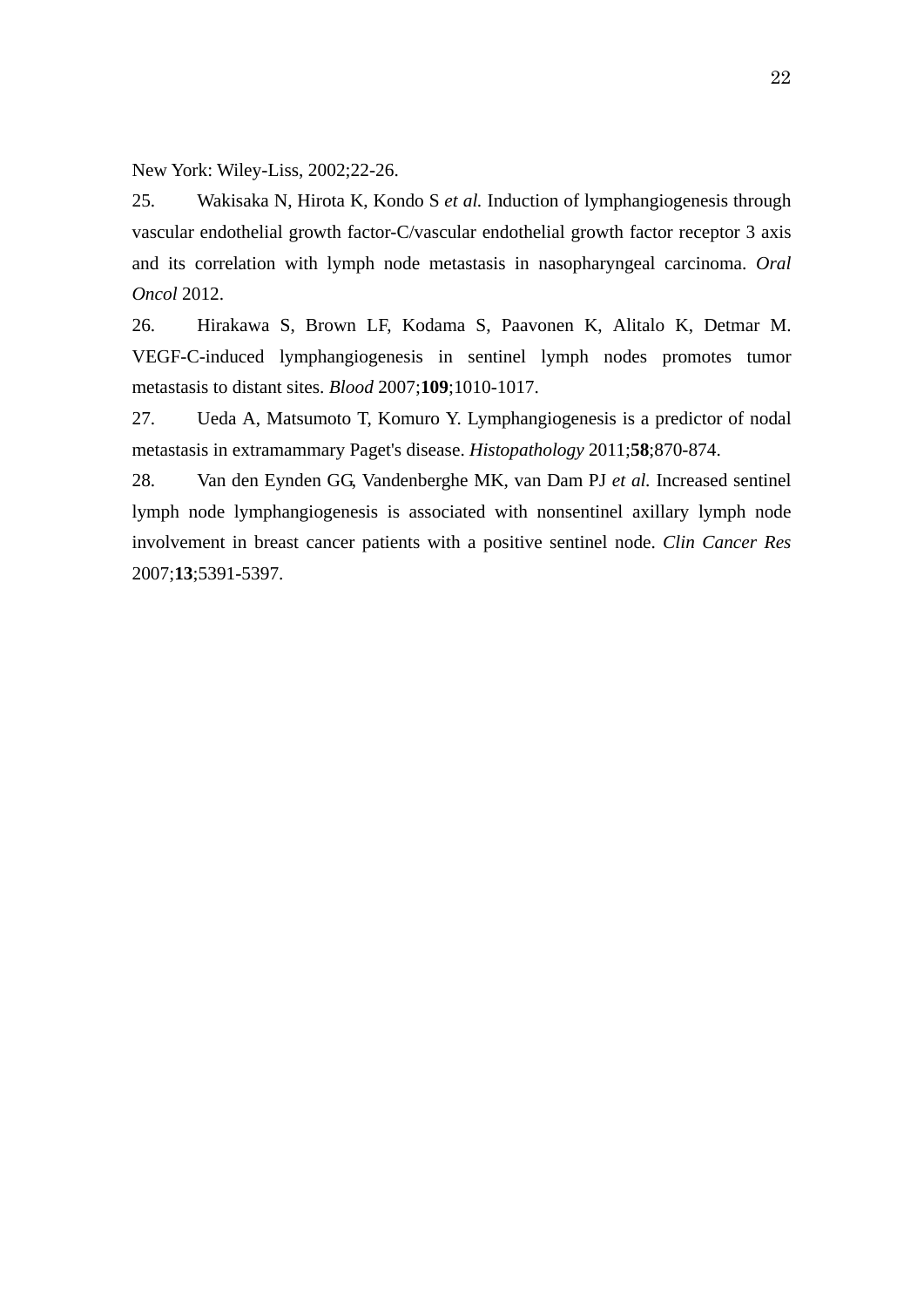New York: Wiley-Liss, 2002;22-26.

25. Wakisaka N, Hirota K, Kondo S *et al.* Induction of lymphangiogenesis through vascular endothelial growth factor-C/vascular endothelial growth factor receptor 3 axis and its correlation with lymph node metastasis in nasopharyngeal carcinoma. *Oral Oncol* 2012.

26. Hirakawa S, Brown LF, Kodama S, Paavonen K, Alitalo K, Detmar M. VEGF-C-induced lymphangiogenesis in sentinel lymph nodes promotes tumor metastasis to distant sites. *Blood* 2007;**109**;1010-1017.

27. Ueda A, Matsumoto T, Komuro Y. Lymphangiogenesis is a predictor of nodal metastasis in extramammary Paget's disease. *Histopathology* 2011;**58**;870-874.

28. Van den Eynden GG, Vandenberghe MK, van Dam PJ *et al.* Increased sentinel lymph node lymphangiogenesis is associated with nonsentinel axillary lymph node involvement in breast cancer patients with a positive sentinel node. *Clin Cancer Res* 2007;**13**;5391-5397.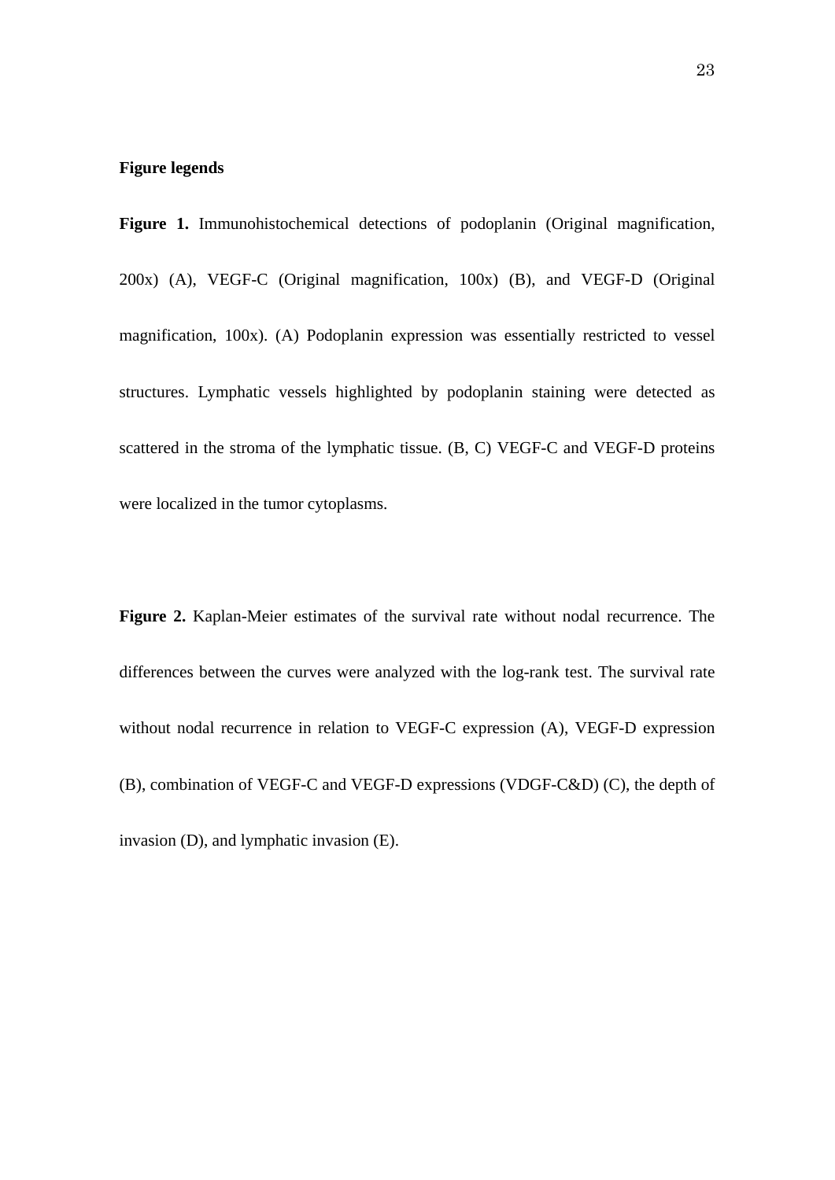**Figure legends**

**Figure 1.** Immunohistochemical detections of podoplanin (Original magnification, 200x) (A), VEGF-C (Original magnification, 100x) (B), and VEGF-D (Original magnification, 100x). (A) Podoplanin expression was essentially restricted to vessel structures. Lymphatic vessels highlighted by podoplanin staining were detected as scattered in the stroma of the lymphatic tissue. (B, C) VEGF-C and VEGF-D proteins were localized in the tumor cytoplasms.

**Figure 2.** Kaplan-Meier estimates of the survival rate without nodal recurrence. The differences between the curves were analyzed with the log-rank test. The survival rate without nodal recurrence in relation to VEGF-C expression (A), VEGF-D expression (B), combination of VEGF-C and VEGF-D expressions (VDGF-C&D) (C), the depth of invasion (D), and lymphatic invasion (E).